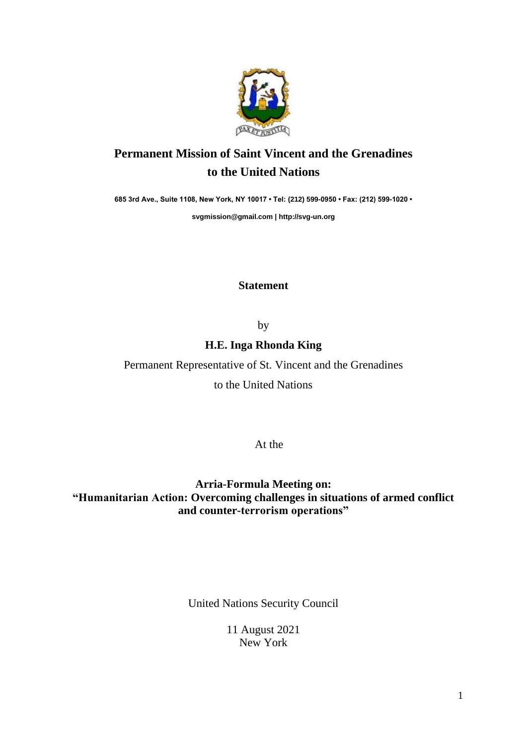# Permanent Mission of Saint Vincent and the Grenadines to the United Nations

**685 3rd Ave., Suite 1108, New York, NY 10017 • Tel: (212) 599-0950 • Fax: (212) 599-1020 •**

**svgmission@gmail.com | http://svg-un.org**

**Statement**

by

**H.E. Inga Rhonda King**

Permanent Representative of St. Vincent and the Grenadines

to the United Nations

At the

**Arria-Formula Meeting on:**
**"Humanitarian Action: Overcoming challenges in situations of armed conflict and counter-terrorism operations"**

United Nations Security Council

11 August 2021
New York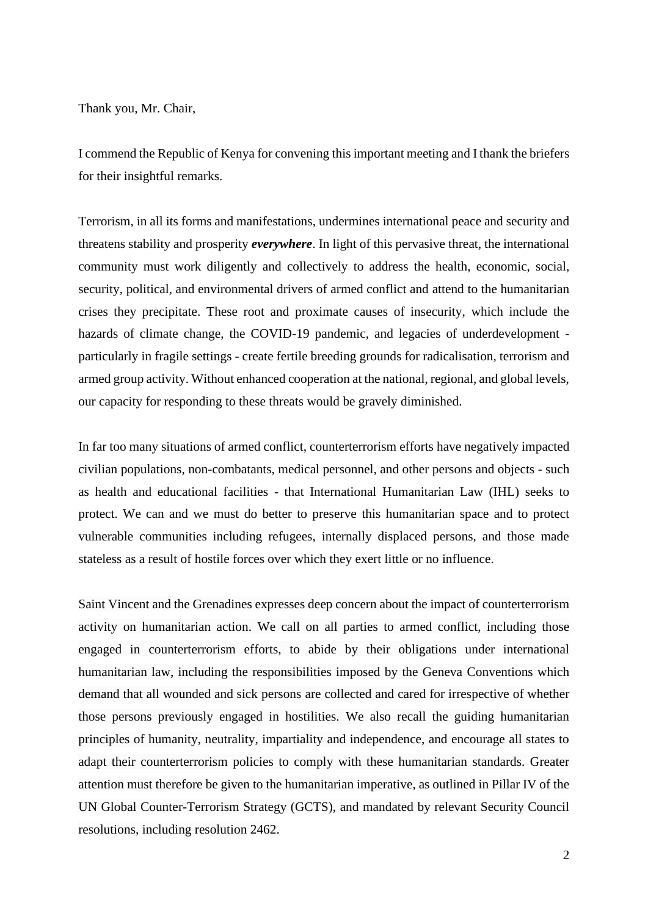Thank you, Mr. Chair,

I commend the Republic of Kenya for convening this important meeting and I thank the briefers for their insightful remarks.

Terrorism, in all its forms and manifestations, undermines international peace and security and threatens stability and prosperity ***everywhere***. In light of this pervasive threat, the international community must work diligently and collectively to address the health, economic, social, security, political, and environmental drivers of armed conflict and attend to the humanitarian crises they precipitate. These root and proximate causes of insecurity, which include the hazards of climate change, the COVID-19 pandemic, and legacies of underdevelopment - particularly in fragile settings - create fertile breeding grounds for radicalisation, terrorism and armed group activity. Without enhanced cooperation at the national, regional, and global levels, our capacity for responding to these threats would be gravely diminished.

In far too many situations of armed conflict, counterterrorism efforts have negatively impacted civilian populations, non-combatants, medical personnel, and other persons and objects - such as health and educational facilities - that International Humanitarian Law (IHL) seeks to protect. We can and we must do better to preserve this humanitarian space and to protect vulnerable communities including refugees, internally displaced persons, and those made stateless as a result of hostile forces over which they exert little or no influence.

Saint Vincent and the Grenadines expresses deep concern about the impact of counterterrorism activity on humanitarian action. We call on all parties to armed conflict, including those engaged in counterterrorism efforts, to abide by their obligations under international humanitarian law, including the responsibilities imposed by the Geneva Conventions which demand that all wounded and sick persons are collected and cared for irrespective of whether those persons previously engaged in hostilities. We also recall the guiding humanitarian principles of humanity, neutrality, impartiality and independence, and encourage all states to adapt their counterterrorism policies to comply with these humanitarian standards. Greater attention must therefore be given to the humanitarian imperative, as outlined in Pillar IV of the UN Global Counter-Terrorism Strategy (GCTS), and mandated by relevant Security Council resolutions, including resolution 2462.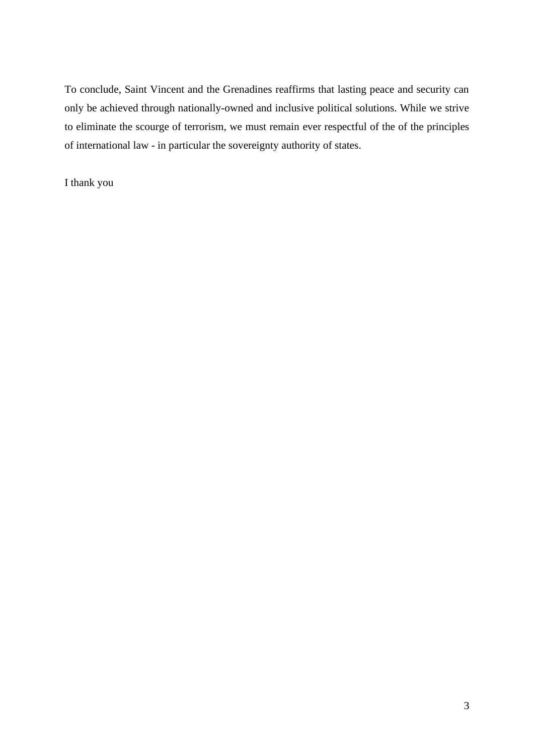To conclude, Saint Vincent and the Grenadines reaffirms that lasting peace and security can only be achieved through nationally-owned and inclusive political solutions. While we strive to eliminate the scourge of terrorism, we must remain ever respectful of the of the principles of international law - in particular the sovereignty authority of states.

I thank you